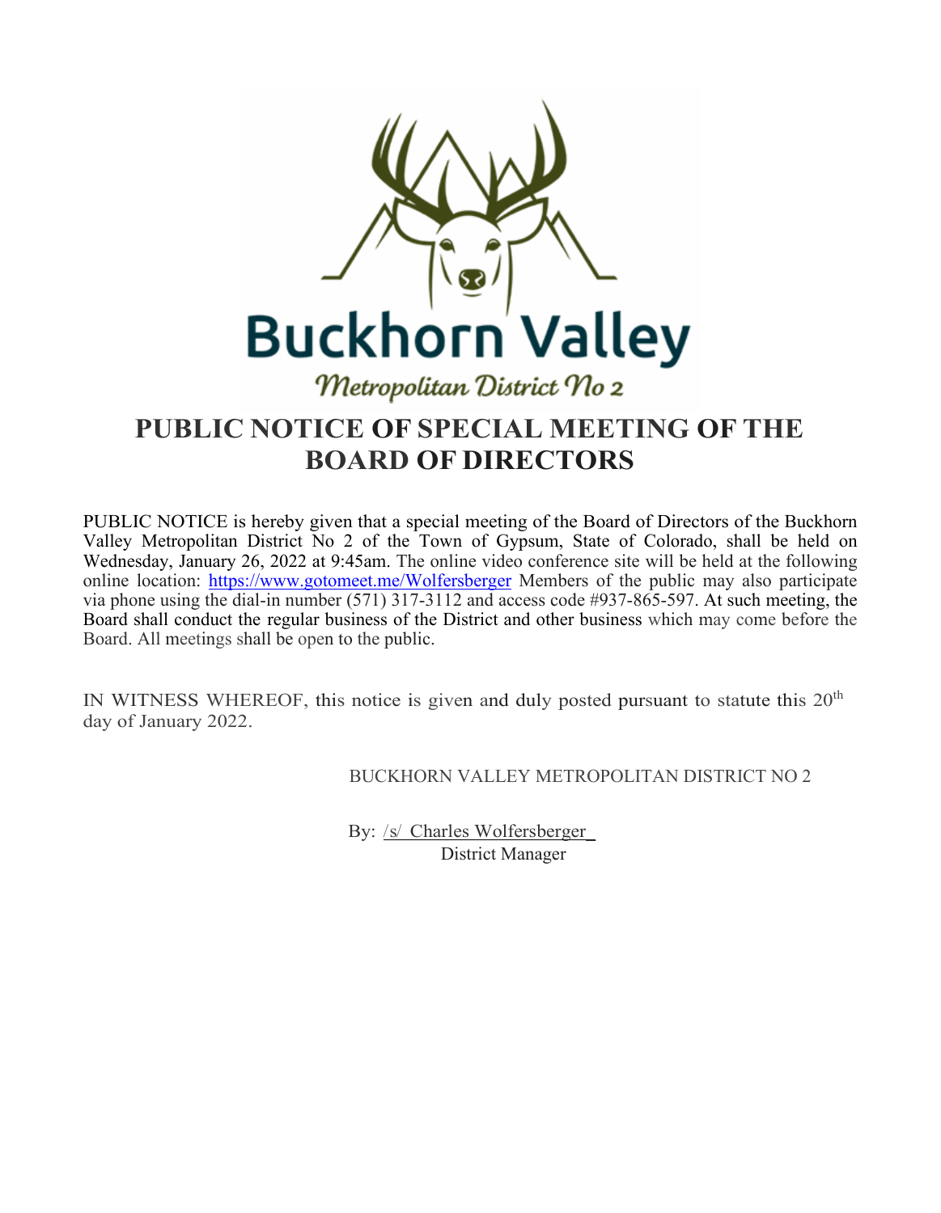Buckhorn Valley

*Metropolitan District No 2*

# PUBLIC NOTICE OF SPECIAL MEETING OF THE BOARD OF DIRECTORS

PUBLIC NOTICE is hereby given that a special meeting of the Board of Directors of the Buckhorn Valley Metropolitan District No 2 of the Town of Gypsum, State of Colorado, shall be held on Wednesday, January 26, 2022 at 9:45am. The online video conference site will be held at the following online location: https://www.gotomeet.me/Wolfersberger Members of the public may also participate via phone using the dial-in number (571) 317-3112 and access code #937-865-597. At such meeting, the Board shall conduct the regular business of the District and other business which may come before the Board. All meetings shall be open to the public.

IN WITNESS WHEREOF, this notice is given and duly posted pursuant to statute this 20th day of January 2022.

BUCKHORN VALLEY METROPOLITAN DISTRICT NO 2

By: /s/ Charles Wolfersberger
District Manager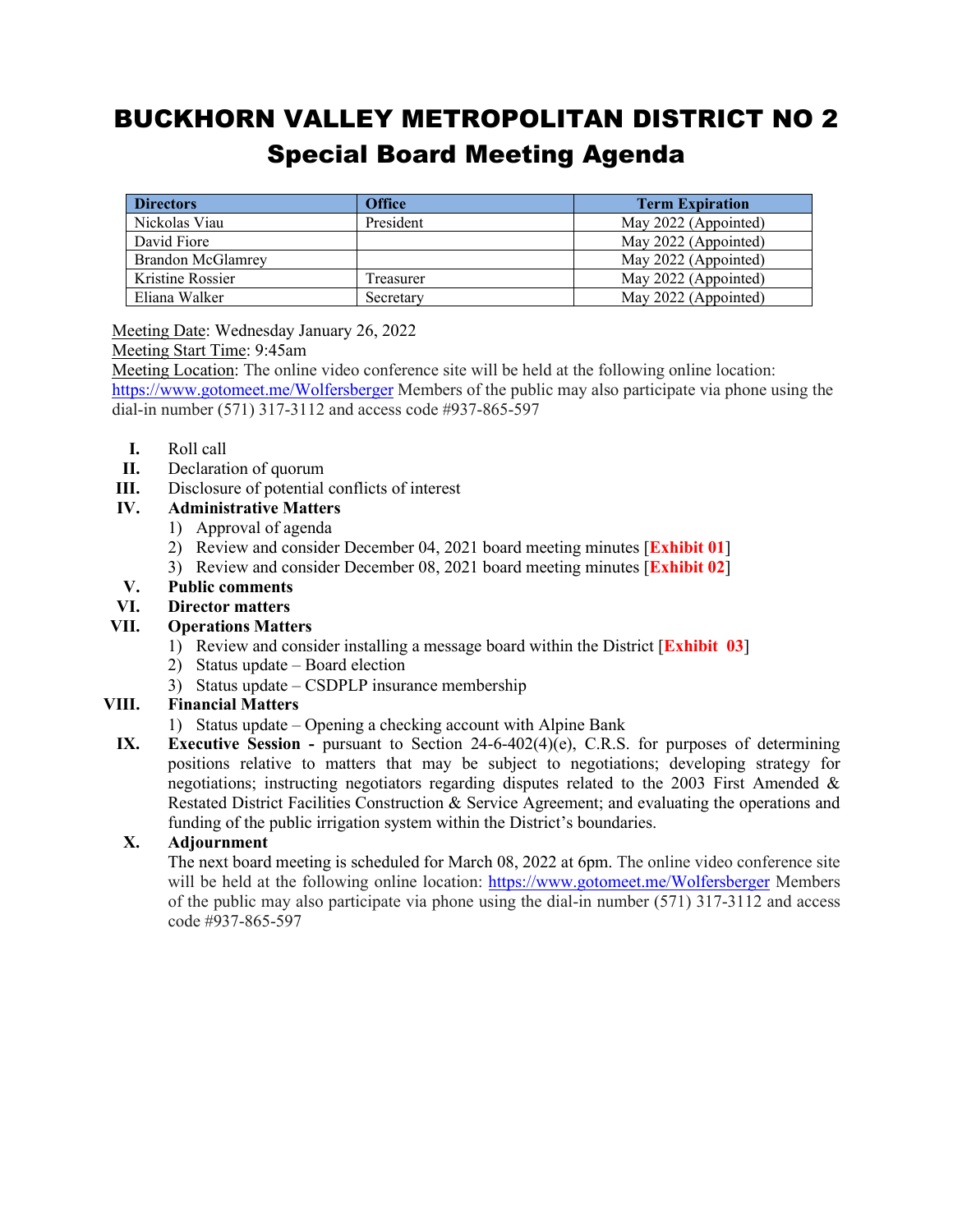# BUCKHORN VALLEY METROPOLITAN DISTRICT NO 2
# Special Board Meeting Agenda

| Directors | Office | Term Expiration |
| --- | --- | --- |
| Nickolas Viau | President | May 2022 (Appointed) |
| David Fiore | | May 2022 (Appointed) |
| Brandon McGlamrey | | May 2022 (Appointed) |
| Kristine Rossier | Treasurer | May 2022 (Appointed) |
| Eliana Walker | Secretary | May 2022 (Appointed) |

Meeting Date: Wednesday January 26, 2022
Meeting Start Time: 9:45am
Meeting Location: The online video conference site will be held at the following online location: https://www.gotomeet.me/Wolfersberger Members of the public may also participate via phone using the dial-in number (571) 317-3112 and access code #937-865-597

I. Roll call
II. Declaration of quorum
III. Disclosure of potential conflicts of interest
IV. **Administrative Matters**
   1) Approval of agenda
   2) Review and consider December 04, 2021 board meeting minutes [**Exhibit 01**]
   3) Review and consider December 08, 2021 board meeting minutes [**Exhibit 02**]
V. **Public comments**
VI. **Director matters**
VII. **Operations Matters**
   1) Review and consider installing a message board within the District [**Exhibit 03**]
   2) Status update – Board election
   3) Status update – CSDPLP insurance membership
VIII. **Financial Matters**
   1) Status update – Opening a checking account with Alpine Bank
IX. **Executive Session -** pursuant to Section 24-6-402(4)(e), C.R.S. for purposes of determining positions relative to matters that may be subject to negotiations; developing strategy for negotiations; instructing negotiators regarding disputes related to the 2003 First Amended & Restated District Facilities Construction & Service Agreement; and evaluating the operations and funding of the public irrigation system within the District's boundaries.
X. **Adjournment**
   The next board meeting is scheduled for March 08, 2022 at 6pm. The online video conference site will be held at the following online location: https://www.gotomeet.me/Wolfersberger Members of the public may also participate via phone using the dial-in number (571) 317-3112 and access code #937-865-597